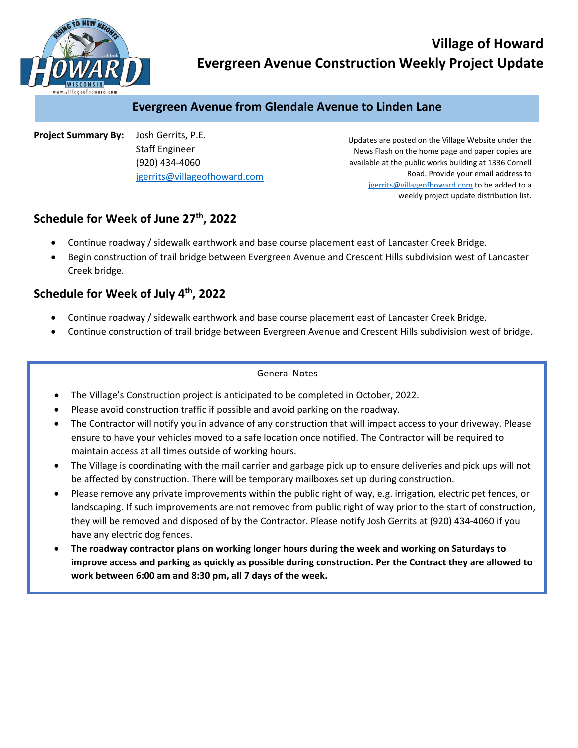# Village of Howard
# Evergreen Avenue Construction Weekly Project Update

## Evergreen Avenue from Glendale Avenue to Linden Lane

**Project Summary By:** Josh Gerrits, P.E.
Staff Engineer
(920) 434-4060
jgerrits@villageofhoward.com

Updates are posted on the Village Website under the News Flash on the home page and paper copies are available at the public works building at 1336 Cornell Road. Provide your email address to jgerrits@villageofhoward.com to be added to a weekly project update distribution list.

## Schedule for Week of June 27th, 2022

- Continue roadway / sidewalk earthwork and base course placement east of Lancaster Creek Bridge.
- Begin construction of trail bridge between Evergreen Avenue and Crescent Hills subdivision west of Lancaster Creek bridge.

## Schedule for Week of July 4th, 2022

- Continue roadway / sidewalk earthwork and base course placement east of Lancaster Creek Bridge.
- Continue construction of trail bridge between Evergreen Avenue and Crescent Hills subdivision west of bridge.

General Notes

- The Village's Construction project is anticipated to be completed in October, 2022.
- Please avoid construction traffic if possible and avoid parking on the roadway.
- The Contractor will notify you in advance of any construction that will impact access to your driveway. Please ensure to have your vehicles moved to a safe location once notified. The Contractor will be required to maintain access at all times outside of working hours.
- The Village is coordinating with the mail carrier and garbage pick up to ensure deliveries and pick ups will not be affected by construction. There will be temporary mailboxes set up during construction.
- Please remove any private improvements within the public right of way, e.g. irrigation, electric pet fences, or landscaping. If such improvements are not removed from public right of way prior to the start of construction, they will be removed and disposed of by the Contractor. Please notify Josh Gerrits at (920) 434-4060 if you have any electric dog fences.
- **The roadway contractor plans on working longer hours during the week and working on Saturdays to improve access and parking as quickly as possible during construction. Per the Contract they are allowed to work between 6:00 am and 8:30 pm, all 7 days of the week.**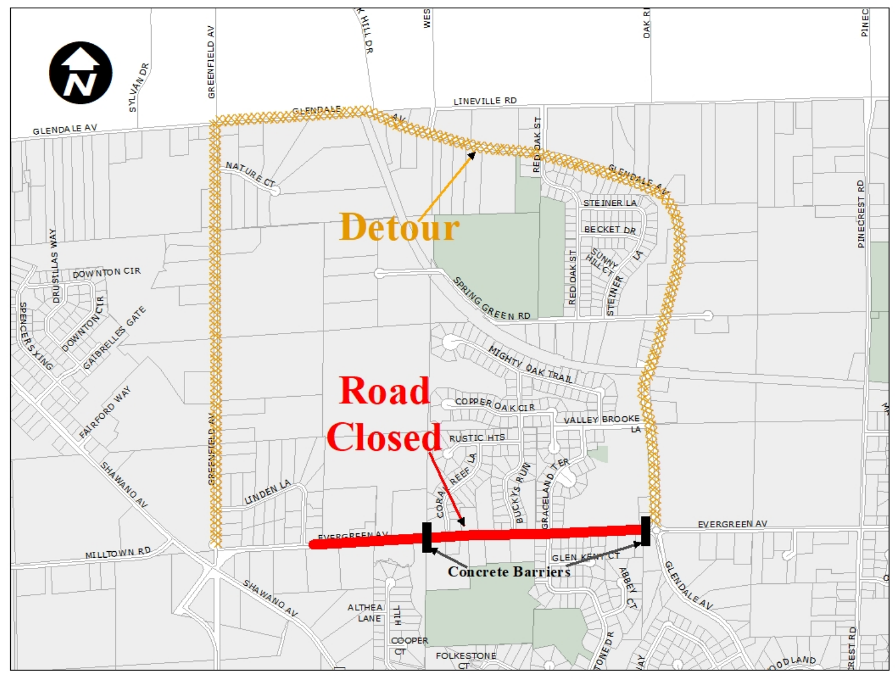Detour

Road Closed

Concrete Barriers

GLENDALE AV

GREENFIELD AV

SYLVAN DR

LINEVILLE RD

RED OAK ST

STEINER LA

BECKET DR

SUNNY HILL CT

NATURE CT

SPRING GREEN RD

DOWNTON CIR

DRUSILLAS WAY

SPENCERS XING

GABRIELLES GATE

FAIRFORD WAY

SHAWANO AV

MILLTOWN RD

LINDEN LA

EVERGREEN AV

MIGHTY OAK TRAIL

COPPER OAK CIR

VALLEY BROOKE LA

RUSTIC HTS

CORAL REEF LA

BUCKYS RUN

GRACELAND TER

GLEN KENT CT

ABBEY CT

ALTHEA LANE

COOPER CT

FOLKESTONE CT

PINECREST RD